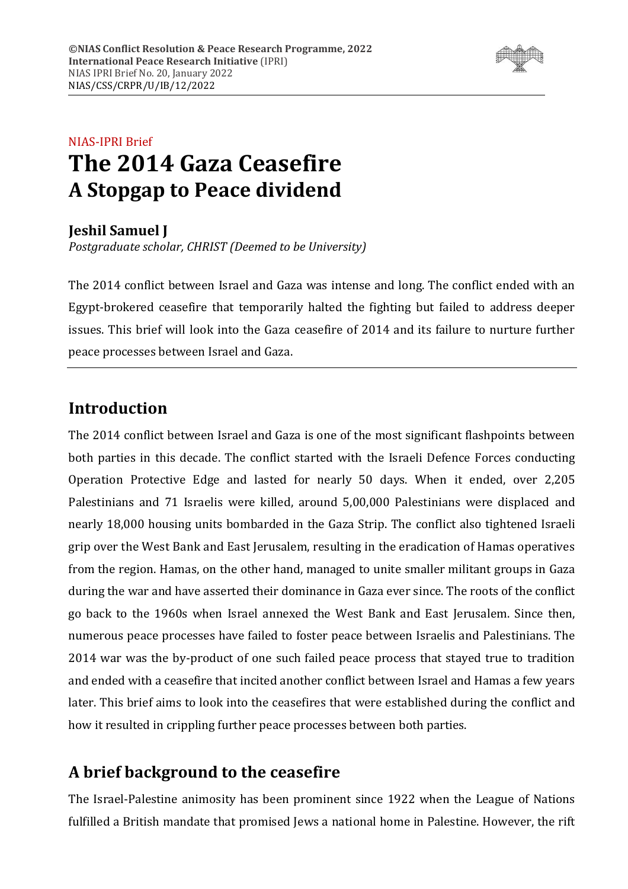**©NIAS Conflict Resolution & Peace Research Programme, 2022**
**International Peace Research Initiative** (IPRI)
NIAS IPRI Brief No. 20, January 2022
NIAS/CSS/CRPR/U/IB/12/2022

NIAS-IPRI Brief

# The 2014 Gaza Ceasefire
## A Stopgap to Peace dividend

**Jeshil Samuel J**
*Postgraduate scholar, CHRIST (Deemed to be University)*

The 2014 conflict between Israel and Gaza was intense and long. The conflict ended with an Egypt-brokered ceasefire that temporarily halted the fighting but failed to address deeper issues. This brief will look into the Gaza ceasefire of 2014 and its failure to nurture further peace processes between Israel and Gaza.

## Introduction

The 2014 conflict between Israel and Gaza is one of the most significant flashpoints between both parties in this decade. The conflict started with the Israeli Defence Forces conducting Operation Protective Edge and lasted for nearly 50 days. When it ended, over 2,205 Palestinians and 71 Israelis were killed, around 5,00,000 Palestinians were displaced and nearly 18,000 housing units bombarded in the Gaza Strip. The conflict also tightened Israeli grip over the West Bank and East Jerusalem, resulting in the eradication of Hamas operatives from the region. Hamas, on the other hand, managed to unite smaller militant groups in Gaza during the war and have asserted their dominance in Gaza ever since. The roots of the conflict go back to the 1960s when Israel annexed the West Bank and East Jerusalem. Since then, numerous peace processes have failed to foster peace between Israelis and Palestinians. The 2014 war was the by-product of one such failed peace process that stayed true to tradition and ended with a ceasefire that incited another conflict between Israel and Hamas a few years later. This brief aims to look into the ceasefires that were established during the conflict and how it resulted in crippling further peace processes between both parties.

## A brief background to the ceasefire

The Israel-Palestine animosity has been prominent since 1922 when the League of Nations fulfilled a British mandate that promised Jews a national home in Palestine. However, the rift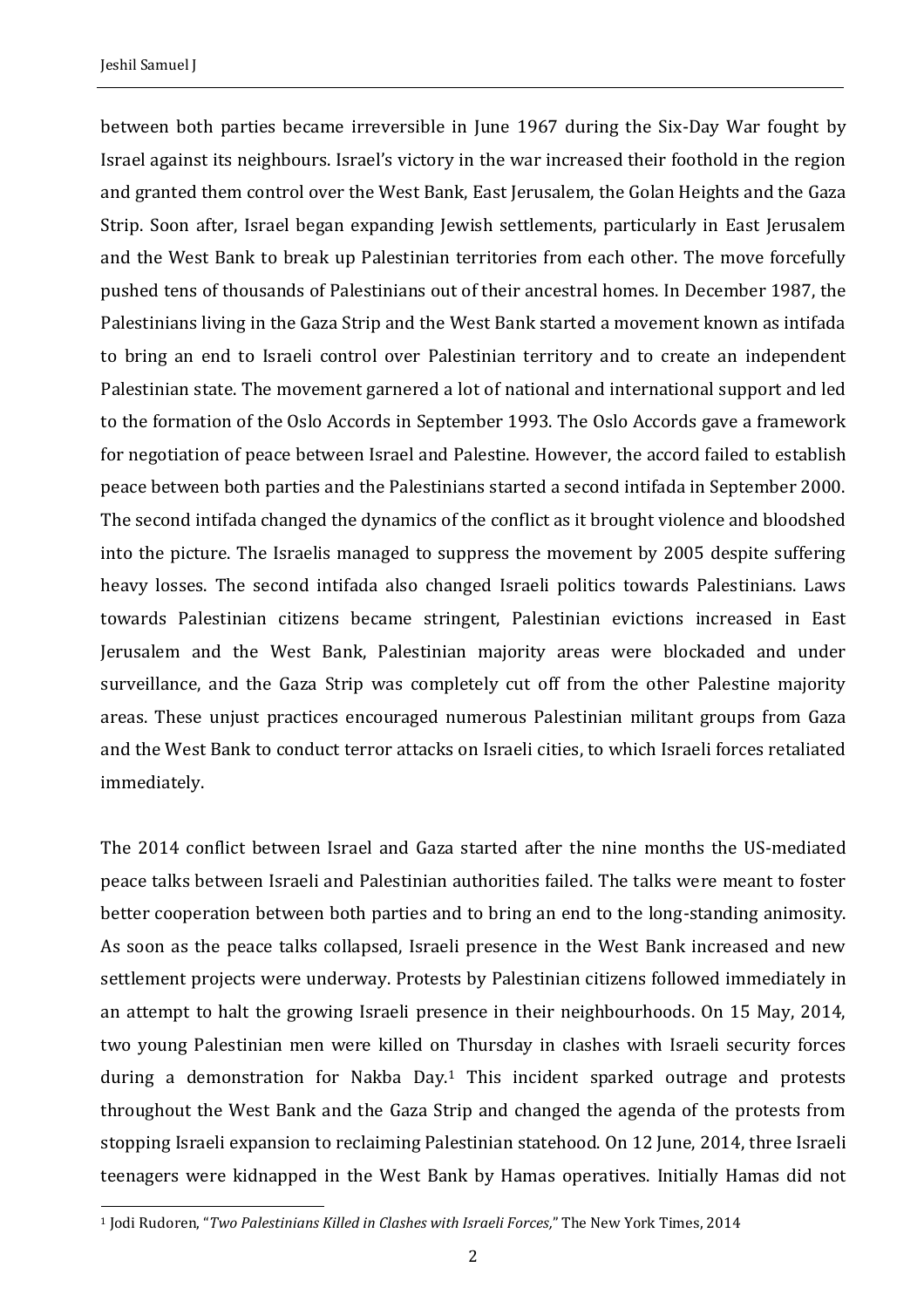between both parties became irreversible in June 1967 during the Six-Day War fought by Israel against its neighbours. Israel's victory in the war increased their foothold in the region and granted them control over the West Bank, East Jerusalem, the Golan Heights and the Gaza Strip. Soon after, Israel began expanding Jewish settlements, particularly in East Jerusalem and the West Bank to break up Palestinian territories from each other. The move forcefully pushed tens of thousands of Palestinians out of their ancestral homes. In December 1987, the Palestinians living in the Gaza Strip and the West Bank started a movement known as intifada to bring an end to Israeli control over Palestinian territory and to create an independent Palestinian state. The movement garnered a lot of national and international support and led to the formation of the Oslo Accords in September 1993. The Oslo Accords gave a framework for negotiation of peace between Israel and Palestine. However, the accord failed to establish peace between both parties and the Palestinians started a second intifada in September 2000. The second intifada changed the dynamics of the conflict as it brought violence and bloodshed into the picture. The Israelis managed to suppress the movement by 2005 despite suffering heavy losses. The second intifada also changed Israeli politics towards Palestinians. Laws towards Palestinian citizens became stringent, Palestinian evictions increased in East Jerusalem and the West Bank, Palestinian majority areas were blockaded and under surveillance, and the Gaza Strip was completely cut off from the other Palestine majority areas. These unjust practices encouraged numerous Palestinian militant groups from Gaza and the West Bank to conduct terror attacks on Israeli cities, to which Israeli forces retaliated immediately.

The 2014 conflict between Israel and Gaza started after the nine months the US-mediated peace talks between Israeli and Palestinian authorities failed. The talks were meant to foster better cooperation between both parties and to bring an end to the long-standing animosity. As soon as the peace talks collapsed, Israeli presence in the West Bank increased and new settlement projects were underway. Protests by Palestinian citizens followed immediately in an attempt to halt the growing Israeli presence in their neighbourhoods. On 15 May, 2014, two young Palestinian men were killed on Thursday in clashes with Israeli security forces during a demonstration for Nakba Day.[1] This incident sparked outrage and protests throughout the West Bank and the Gaza Strip and changed the agenda of the protests from stopping Israeli expansion to reclaiming Palestinian statehood. On 12 June, 2014, three Israeli teenagers were kidnapped in the West Bank by Hamas operatives. Initially Hamas did not

[1] Jodi Rudoren, "*Two Palestinians Killed in Clashes with Israeli Forces,*" The New York Times, 2014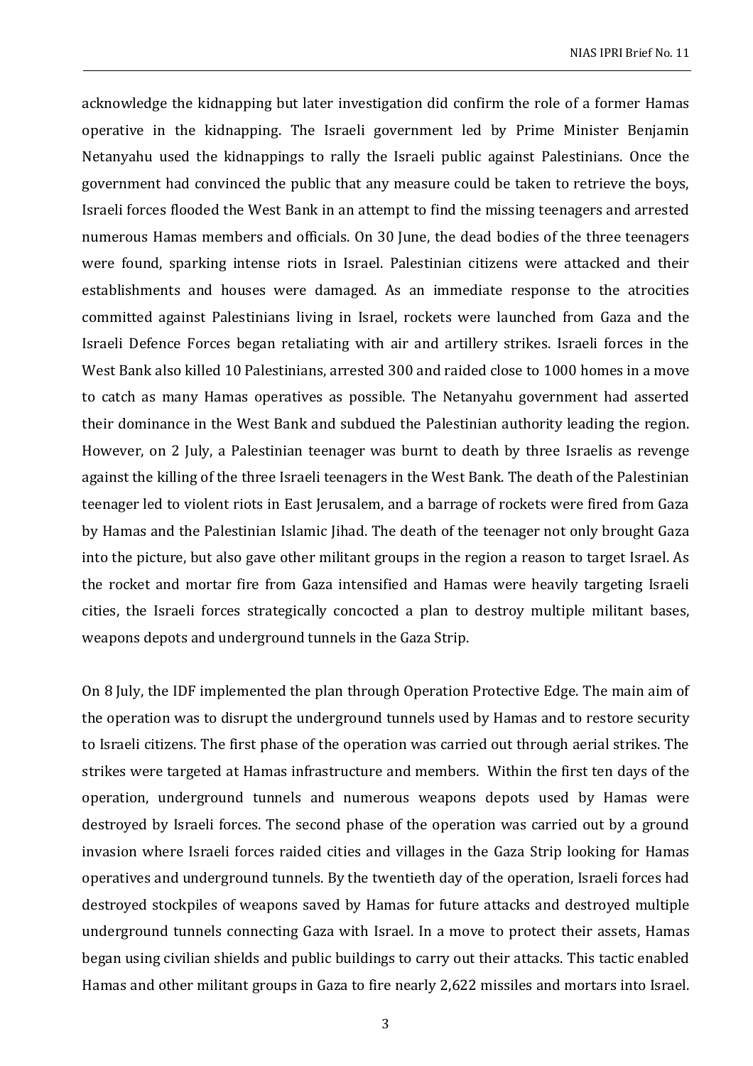acknowledge the kidnapping but later investigation did confirm the role of a former Hamas operative in the kidnapping. The Israeli government led by Prime Minister Benjamin Netanyahu used the kidnappings to rally the Israeli public against Palestinians. Once the government had convinced the public that any measure could be taken to retrieve the boys, Israeli forces flooded the West Bank in an attempt to find the missing teenagers and arrested numerous Hamas members and officials. On 30 June, the dead bodies of the three teenagers were found, sparking intense riots in Israel. Palestinian citizens were attacked and their establishments and houses were damaged. As an immediate response to the atrocities committed against Palestinians living in Israel, rockets were launched from Gaza and the Israeli Defence Forces began retaliating with air and artillery strikes. Israeli forces in the West Bank also killed 10 Palestinians, arrested 300 and raided close to 1000 homes in a move to catch as many Hamas operatives as possible. The Netanyahu government had asserted their dominance in the West Bank and subdued the Palestinian authority leading the region. However, on 2 July, a Palestinian teenager was burnt to death by three Israelis as revenge against the killing of the three Israeli teenagers in the West Bank. The death of the Palestinian teenager led to violent riots in East Jerusalem, and a barrage of rockets were fired from Gaza by Hamas and the Palestinian Islamic Jihad. The death of the teenager not only brought Gaza into the picture, but also gave other militant groups in the region a reason to target Israel. As the rocket and mortar fire from Gaza intensified and Hamas were heavily targeting Israeli cities, the Israeli forces strategically concocted a plan to destroy multiple militant bases, weapons depots and underground tunnels in the Gaza Strip.

On 8 July, the IDF implemented the plan through Operation Protective Edge. The main aim of the operation was to disrupt the underground tunnels used by Hamas and to restore security to Israeli citizens. The first phase of the operation was carried out through aerial strikes. The strikes were targeted at Hamas infrastructure and members. Within the first ten days of the operation, underground tunnels and numerous weapons depots used by Hamas were destroyed by Israeli forces. The second phase of the operation was carried out by a ground invasion where Israeli forces raided cities and villages in the Gaza Strip looking for Hamas operatives and underground tunnels. By the twentieth day of the operation, Israeli forces had destroyed stockpiles of weapons saved by Hamas for future attacks and destroyed multiple underground tunnels connecting Gaza with Israel. In a move to protect their assets, Hamas began using civilian shields and public buildings to carry out their attacks. This tactic enabled Hamas and other militant groups in Gaza to fire nearly 2,622 missiles and mortars into Israel.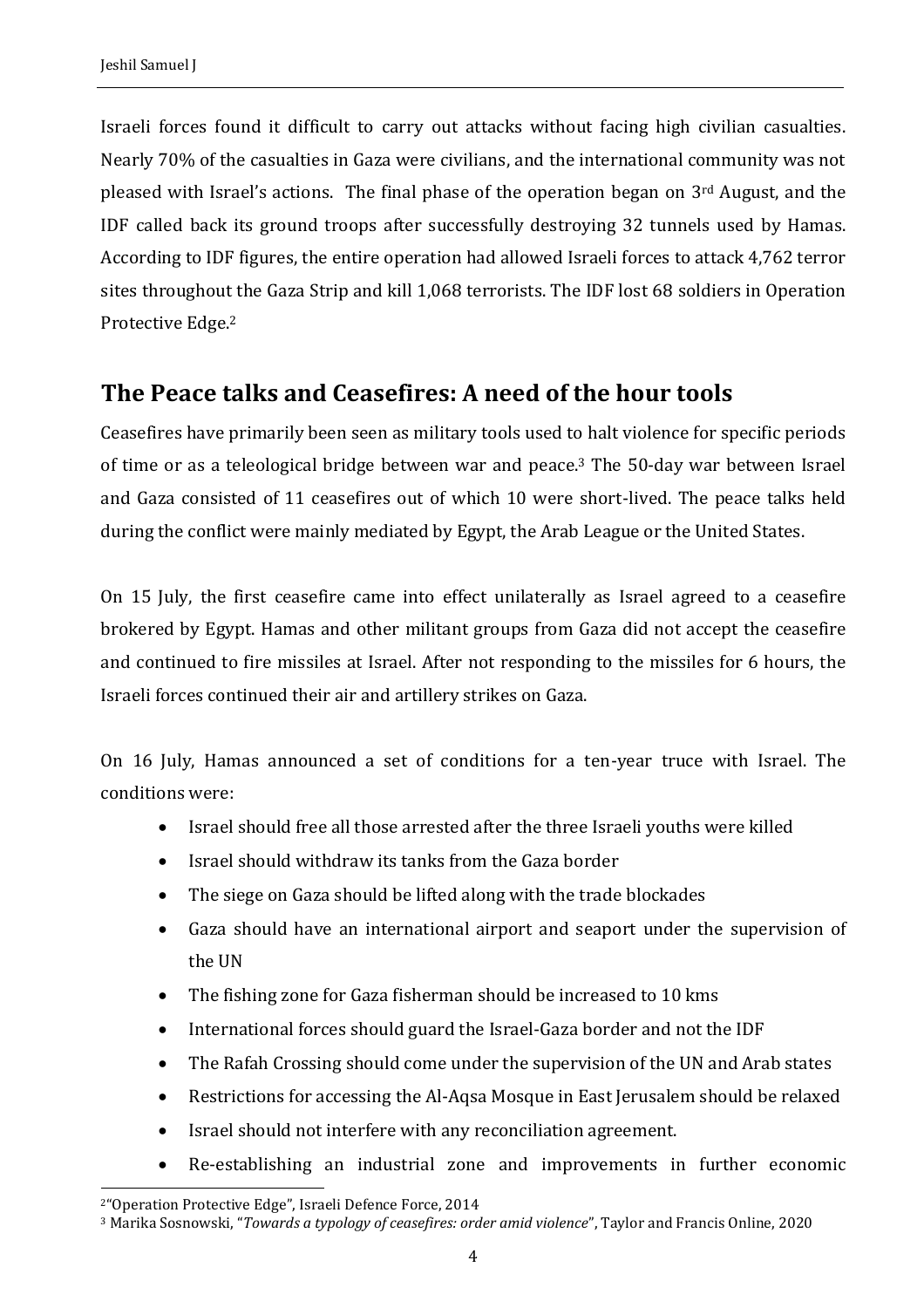Israeli forces found it difficult to carry out attacks without facing high civilian casualties. Nearly 70% of the casualties in Gaza were civilians, and the international community was not pleased with Israel's actions. The final phase of the operation began on 3rd August, and the IDF called back its ground troops after successfully destroying 32 tunnels used by Hamas. According to IDF figures, the entire operation had allowed Israeli forces to attack 4,762 terror sites throughout the Gaza Strip and kill 1,068 terrorists. The IDF lost 68 soldiers in Operation Protective Edge.[2]

## The Peace talks and Ceasefires: A need of the hour tools

Ceasefires have primarily been seen as military tools used to halt violence for specific periods of time or as a teleological bridge between war and peace.[3] The 50-day war between Israel and Gaza consisted of 11 ceasefires out of which 10 were short-lived. The peace talks held during the conflict were mainly mediated by Egypt, the Arab League or the United States.

On 15 July, the first ceasefire came into effect unilaterally as Israel agreed to a ceasefire brokered by Egypt. Hamas and other militant groups from Gaza did not accept the ceasefire and continued to fire missiles at Israel. After not responding to the missiles for 6 hours, the Israeli forces continued their air and artillery strikes on Gaza.

On 16 July, Hamas announced a set of conditions for a ten-year truce with Israel. The conditions were:

- Israel should free all those arrested after the three Israeli youths were killed
- Israel should withdraw its tanks from the Gaza border
- The siege on Gaza should be lifted along with the trade blockades
- Gaza should have an international airport and seaport under the supervision of the UN
- The fishing zone for Gaza fisherman should be increased to 10 kms
- International forces should guard the Israel-Gaza border and not the IDF
- The Rafah Crossing should come under the supervision of the UN and Arab states
- Restrictions for accessing the Al-Aqsa Mosque in East Jerusalem should be relaxed
- Israel should not interfere with any reconciliation agreement.
- Re-establishing an industrial zone and improvements in further economic

[2] "Operation Protective Edge", Israeli Defence Force, 2014

[3] Marika Sosnowski, "*Towards a typology of ceasefires: order amid violence*", Taylor and Francis Online, 2020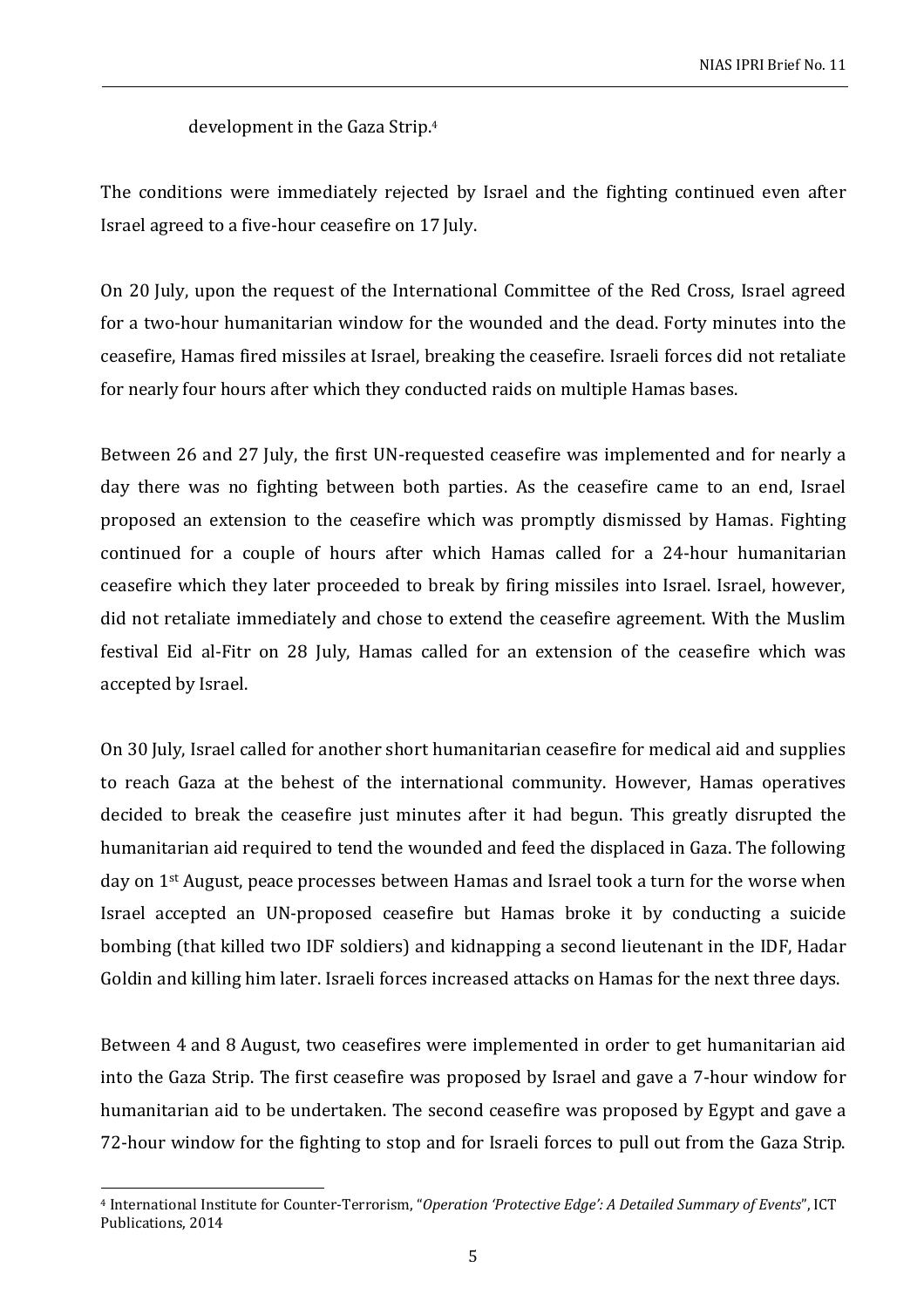development in the Gaza Strip.[4]

The conditions were immediately rejected by Israel and the fighting continued even after Israel agreed to a five-hour ceasefire on 17 July.

On 20 July, upon the request of the International Committee of the Red Cross, Israel agreed for a two-hour humanitarian window for the wounded and the dead. Forty minutes into the ceasefire, Hamas fired missiles at Israel, breaking the ceasefire. Israeli forces did not retaliate for nearly four hours after which they conducted raids on multiple Hamas bases.

Between 26 and 27 July, the first UN-requested ceasefire was implemented and for nearly a day there was no fighting between both parties. As the ceasefire came to an end, Israel proposed an extension to the ceasefire which was promptly dismissed by Hamas. Fighting continued for a couple of hours after which Hamas called for a 24-hour humanitarian ceasefire which they later proceeded to break by firing missiles into Israel. Israel, however, did not retaliate immediately and chose to extend the ceasefire agreement. With the Muslim festival Eid al-Fitr on 28 July, Hamas called for an extension of the ceasefire which was accepted by Israel.

On 30 July, Israel called for another short humanitarian ceasefire for medical aid and supplies to reach Gaza at the behest of the international community. However, Hamas operatives decided to break the ceasefire just minutes after it had begun. This greatly disrupted the humanitarian aid required to tend the wounded and feed the displaced in Gaza. The following day on 1st August, peace processes between Hamas and Israel took a turn for the worse when Israel accepted an UN-proposed ceasefire but Hamas broke it by conducting a suicide bombing (that killed two IDF soldiers) and kidnapping a second lieutenant in the IDF, Hadar Goldin and killing him later. Israeli forces increased attacks on Hamas for the next three days.

Between 4 and 8 August, two ceasefires were implemented in order to get humanitarian aid into the Gaza Strip. The first ceasefire was proposed by Israel and gave a 7-hour window for humanitarian aid to be undertaken. The second ceasefire was proposed by Egypt and gave a 72-hour window for the fighting to stop and for Israeli forces to pull out from the Gaza Strip.

[4] International Institute for Counter-Terrorism, "*Operation 'Protective Edge': A Detailed Summary of Events*", ICT Publications, 2014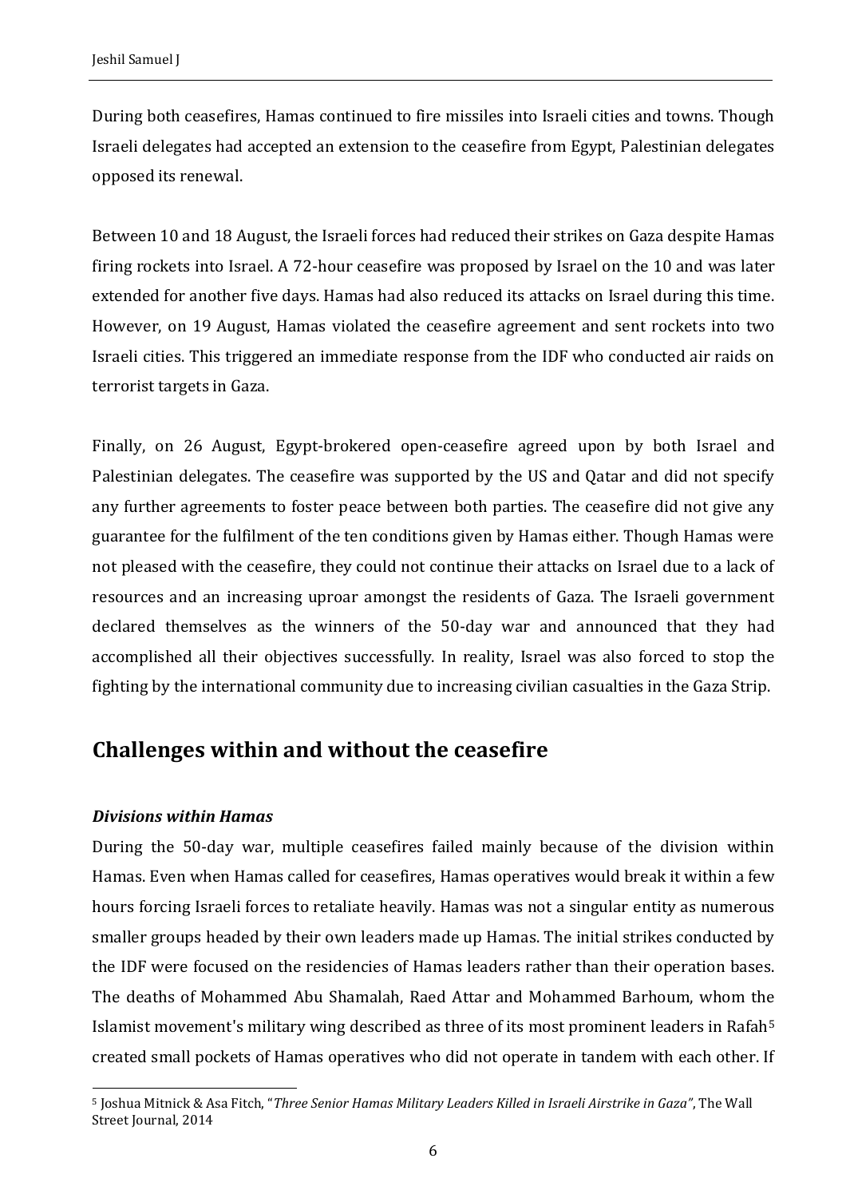During both ceasefires, Hamas continued to fire missiles into Israeli cities and towns. Though Israeli delegates had accepted an extension to the ceasefire from Egypt, Palestinian delegates opposed its renewal.

Between 10 and 18 August, the Israeli forces had reduced their strikes on Gaza despite Hamas firing rockets into Israel. A 72-hour ceasefire was proposed by Israel on the 10 and was later extended for another five days. Hamas had also reduced its attacks on Israel during this time. However, on 19 August, Hamas violated the ceasefire agreement and sent rockets into two Israeli cities. This triggered an immediate response from the IDF who conducted air raids on terrorist targets in Gaza.

Finally, on 26 August, Egypt-brokered open-ceasefire agreed upon by both Israel and Palestinian delegates. The ceasefire was supported by the US and Qatar and did not specify any further agreements to foster peace between both parties. The ceasefire did not give any guarantee for the fulfilment of the ten conditions given by Hamas either. Though Hamas were not pleased with the ceasefire, they could not continue their attacks on Israel due to a lack of resources and an increasing uproar amongst the residents of Gaza. The Israeli government declared themselves as the winners of the 50-day war and announced that they had accomplished all their objectives successfully. In reality, Israel was also forced to stop the fighting by the international community due to increasing civilian casualties in the Gaza Strip.

## Challenges within and without the ceasefire

### *Divisions within Hamas*

During the 50-day war, multiple ceasefires failed mainly because of the division within Hamas. Even when Hamas called for ceasefires, Hamas operatives would break it within a few hours forcing Israeli forces to retaliate heavily. Hamas was not a singular entity as numerous smaller groups headed by their own leaders made up Hamas. The initial strikes conducted by the IDF were focused on the residencies of Hamas leaders rather than their operation bases. The deaths of Mohammed Abu Shamalah, Raed Attar and Mohammed Barhoum, whom the Islamist movement's military wing described as three of its most prominent leaders in Rafah[5] created small pockets of Hamas operatives who did not operate in tandem with each other. If

[5] Joshua Mitnick & Asa Fitch, "*Three Senior Hamas Military Leaders Killed in Israeli Airstrike in Gaza"*, The Wall Street Journal, 2014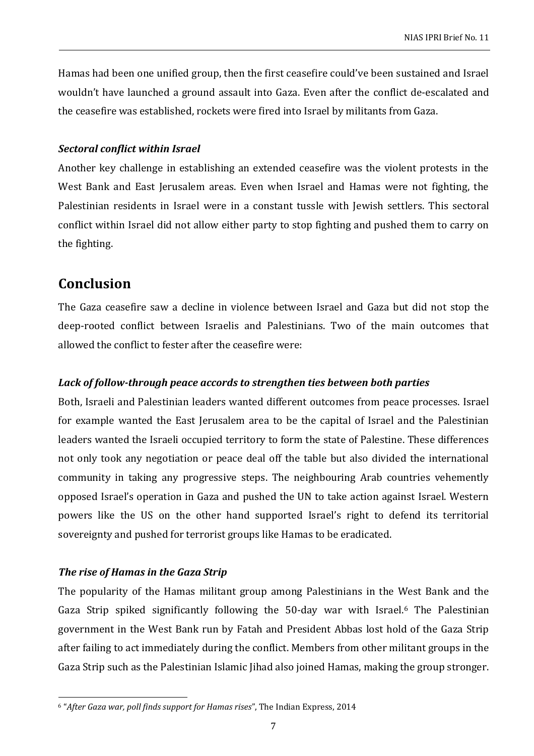Hamas had been one unified group, then the first ceasefire could've been sustained and Israel wouldn't have launched a ground assault into Gaza. Even after the conflict de-escalated and the ceasefire was established, rockets were fired into Israel by militants from Gaza.

### *Sectoral conflict within Israel*

Another key challenge in establishing an extended ceasefire was the violent protests in the West Bank and East Jerusalem areas. Even when Israel and Hamas were not fighting, the Palestinian residents in Israel were in a constant tussle with Jewish settlers. This sectoral conflict within Israel did not allow either party to stop fighting and pushed them to carry on the fighting.

## Conclusion

The Gaza ceasefire saw a decline in violence between Israel and Gaza but did not stop the deep-rooted conflict between Israelis and Palestinians. Two of the main outcomes that allowed the conflict to fester after the ceasefire were:

### *Lack of follow-through peace accords to strengthen ties between both parties*

Both, Israeli and Palestinian leaders wanted different outcomes from peace processes. Israel for example wanted the East Jerusalem area to be the capital of Israel and the Palestinian leaders wanted the Israeli occupied territory to form the state of Palestine. These differences not only took any negotiation or peace deal off the table but also divided the international community in taking any progressive steps. The neighbouring Arab countries vehemently opposed Israel's operation in Gaza and pushed the UN to take action against Israel. Western powers like the US on the other hand supported Israel's right to defend its territorial sovereignty and pushed for terrorist groups like Hamas to be eradicated.

### *The rise of Hamas in the Gaza Strip*

The popularity of the Hamas militant group among Palestinians in the West Bank and the Gaza Strip spiked significantly following the 50-day war with Israel.[6] The Palestinian government in the West Bank run by Fatah and President Abbas lost hold of the Gaza Strip after failing to act immediately during the conflict. Members from other militant groups in the Gaza Strip such as the Palestinian Islamic Jihad also joined Hamas, making the group stronger.

---

[6] "*After Gaza war, poll finds support for Hamas rises*", The Indian Express, 2014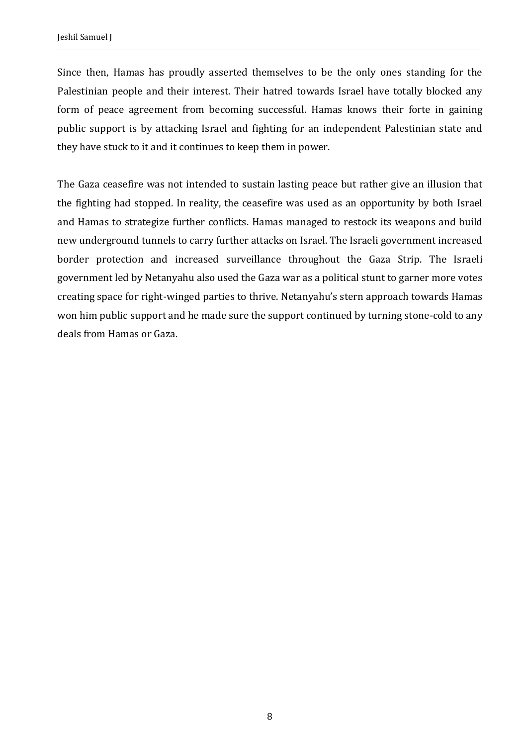Since then, Hamas has proudly asserted themselves to be the only ones standing for the Palestinian people and their interest. Their hatred towards Israel have totally blocked any form of peace agreement from becoming successful. Hamas knows their forte in gaining public support is by attacking Israel and fighting for an independent Palestinian state and they have stuck to it and it continues to keep them in power.

The Gaza ceasefire was not intended to sustain lasting peace but rather give an illusion that the fighting had stopped. In reality, the ceasefire was used as an opportunity by both Israel and Hamas to strategize further conflicts. Hamas managed to restock its weapons and build new underground tunnels to carry further attacks on Israel. The Israeli government increased border protection and increased surveillance throughout the Gaza Strip. The Israeli government led by Netanyahu also used the Gaza war as a political stunt to garner more votes creating space for right-winged parties to thrive. Netanyahu's stern approach towards Hamas won him public support and he made sure the support continued by turning stone-cold to any deals from Hamas or Gaza.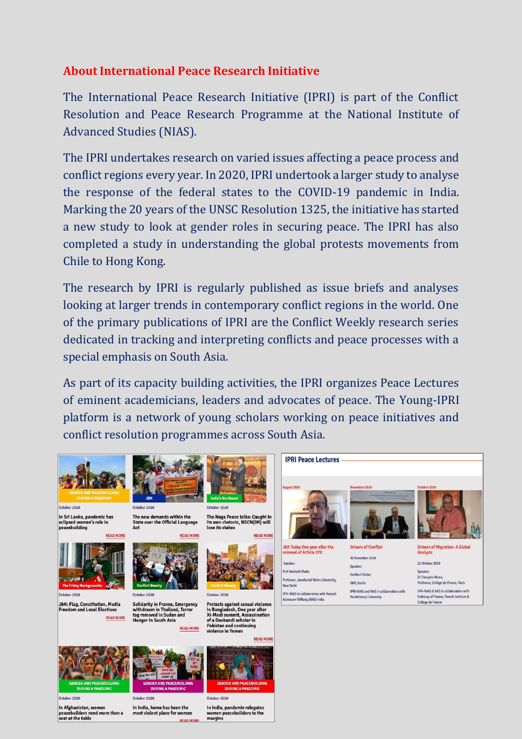## About International Peace Research Initiative

The International Peace Research Initiative (IPRI) is part of the Conflict Resolution and Peace Research Programme at the National Institute of Advanced Studies (NIAS).

The IPRI undertakes research on varied issues affecting a peace process and conflict regions every year. In 2020, IPRI undertook a larger study to analyse the response of the federal states to the COVID-19 pandemic in India. Marking the 20 years of the UNSC Resolution 1325, the initiative has started a new study to look at gender roles in securing peace. The IPRI has also completed a study in understanding the global protests movements from Chile to Hong Kong.

The research by IPRI is regularly published as issue briefs and analyses looking at larger trends in contemporary conflict regions in the world. One of the primary publications of IPRI are the Conflict Weekly research series dedicated in tracking and interpreting conflicts and peace processes with a special emphasis on South Asia.

As part of its capacity building activities, the IPRI organizes Peace Lectures of eminent academicians, leaders and advocates of peace. The Young-IPRI platform is a network of young scholars working on peace initiatives and conflict resolution programmes across South Asia.

GENDER AND PEACEBUILDING DURING A PANDEMIC
October 2020
In Sri Lanka, pandemic has eclipsed women's role in peacebuilding
READ MORE

J&K
October 2020
The new demands within the State over the Official Language Act
READ MORE

India's Northeast
October 2020
The Naga Peace talks: Caught in its own rhetoric, NSCN(IM) will lose its stakes
READ MORE

The Friday Backgrounder
October 2020
J&K: Flag, Constitution, Media Freedom and Local Elections
READ MORE

Conflict Weekly
October 2020
Solidarity in France, Emergency withdrawn in Thailand, Terror tag removed in Sudan and Hunger in South Asia
READ MORE

Conflict Weekly
October 2020
Protests against sexual violence in Bangladesh, One year after XI-Modi summit, Assassination of a Deobandi scholar in Pakistan and continuing violence in Yemen
READ MORE

GENDER AND PEACEBUILDING DURING A PANDEMIC
October 2020
In Afghanistan, women peacebuilders need more than a seat at the table

GENDER AND PEACEBUILDING DURING A PANDEMIC
October 2020
In India, home has been the most violent place for women
READ MORE

GENDER AND PEACEBUILDING DURING A PANDEMIC
October 2020
In India, pandemic relegates women peacebuilders to the margins

IPRI Peace Lectures

August 2020
J&K Today One year after the removal of Article 370
Speaker:
Prof Amitabh Matto
Professor, Jawaharlal Nehru University, New Delhi
IPRI-NIAS in collaboration with Konrad-Adenauer-Stiftung (KAS) India

November 2019
Drivers of Conflict
30 November 2019
Speaker:
Heribert Dieter,
SWP, Berlin
IPRI-NIAS and KAS in collaboration with Pondicherry University.

October 2019
Drivers of Migration: A Global Analysis
11 October 2019
Speaker:
Dr François Héran,
Professor, College de France, Paris
IPRI-NIAS & KAS in collaboration with Embassy of France, French Institute & Collège de France